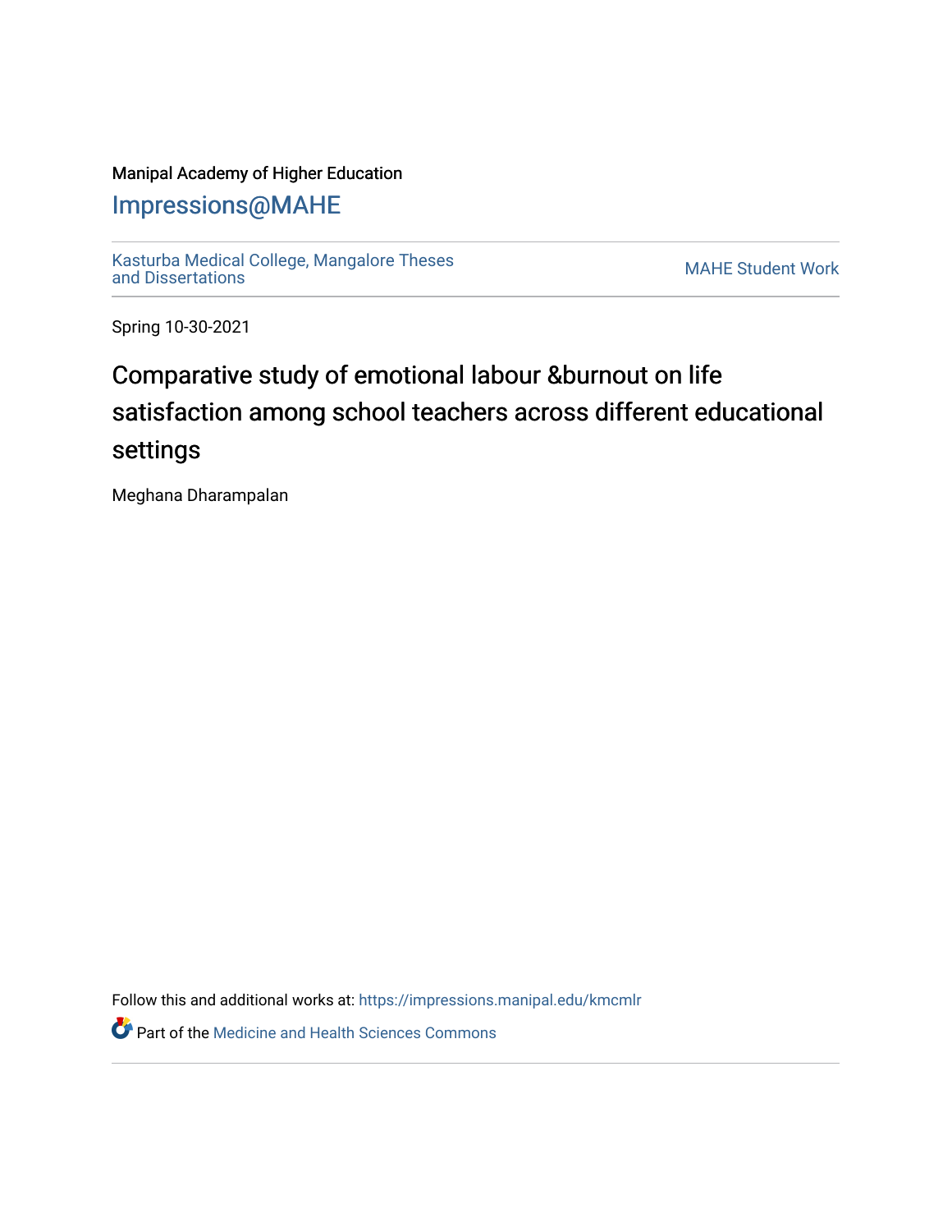Manipal Academy of Higher Education

# Impressions@MAHE

Kasturba Medical College, Mangalore Theses and Dissertations

MAHE Student Work

Spring 10-30-2021

# Comparative study of emotional labour &burnout on life satisfaction among school teachers across different educational settings

Meghana Dharampalan

Follow this and additional works at: https://impressions.manipal.edu/kmcmlr

Part of the Medicine and Health Sciences Commons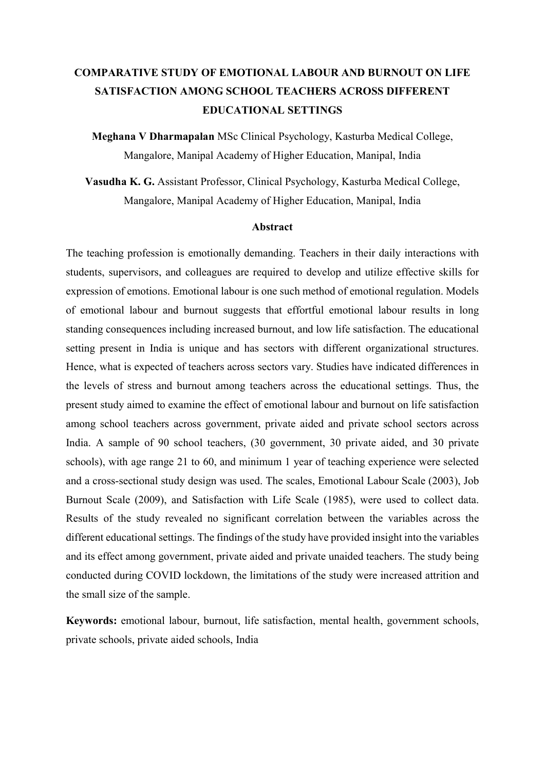# COMPARATIVE STUDY OF EMOTIONAL LABOUR AND BURNOUT ON LIFE SATISFACTION AMONG SCHOOL TEACHERS ACROSS DIFFERENT EDUCATIONAL SETTINGS

**Meghana V Dharmapalan** MSc Clinical Psychology, Kasturba Medical College, Mangalore, Manipal Academy of Higher Education, Manipal, India

**Vasudha K. G.** Assistant Professor, Clinical Psychology, Kasturba Medical College, Mangalore, Manipal Academy of Higher Education, Manipal, India

## Abstract

The teaching profession is emotionally demanding. Teachers in their daily interactions with students, supervisors, and colleagues are required to develop and utilize effective skills for expression of emotions. Emotional labour is one such method of emotional regulation. Models of emotional labour and burnout suggests that effortful emotional labour results in long standing consequences including increased burnout, and low life satisfaction. The educational setting present in India is unique and has sectors with different organizational structures. Hence, what is expected of teachers across sectors vary. Studies have indicated differences in the levels of stress and burnout among teachers across the educational settings. Thus, the present study aimed to examine the effect of emotional labour and burnout on life satisfaction among school teachers across government, private aided and private school sectors across India. A sample of 90 school teachers, (30 government, 30 private aided, and 30 private schools), with age range 21 to 60, and minimum 1 year of teaching experience were selected and a cross-sectional study design was used. The scales, Emotional Labour Scale (2003), Job Burnout Scale (2009), and Satisfaction with Life Scale (1985), were used to collect data. Results of the study revealed no significant correlation between the variables across the different educational settings. The findings of the study have provided insight into the variables and its effect among government, private aided and private unaided teachers. The study being conducted during COVID lockdown, the limitations of the study were increased attrition and the small size of the sample.

**Keywords:** emotional labour, burnout, life satisfaction, mental health, government schools, private schools, private aided schools, India